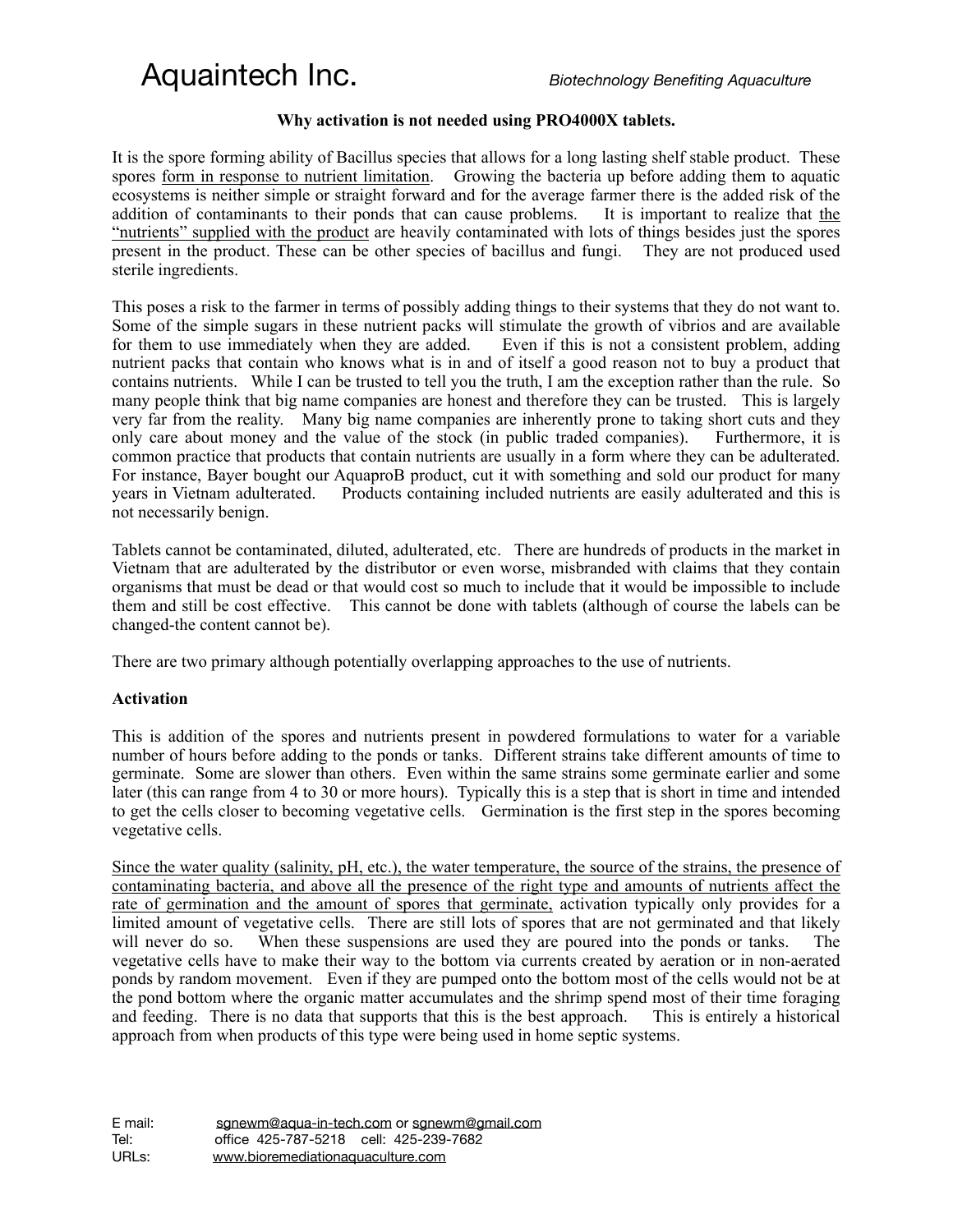Aquaintech Inc. *Biotechnology Benefiting Aquaculture*

**Why activation is not needed using PRO4000X tablets.**

It is the spore forming ability of Bacillus species that allows for a long lasting shelf stable product. These spores <u>form in response to nutrient limitation</u>. Growing the bacteria up before adding them to aquatic ecosystems is neither simple or straight forward and for the average farmer there is the added risk of the addition of contaminants to their ponds that can cause problems. It is important to realize that <u>the "nutrients" supplied with the product</u> are heavily contaminated with lots of things besides just the spores present in the product. These can be other species of bacillus and fungi. They are not produced used sterile ingredients.

This poses a risk to the farmer in terms of possibly adding things to their systems that they do not want to. Some of the simple sugars in these nutrient packs will stimulate the growth of vibrios and are available for them to use immediately when they are added. Even if this is not a consistent problem, adding nutrient packs that contain who knows what is in and of itself a good reason not to buy a product that contains nutrients. While I can be trusted to tell you the truth, I am the exception rather than the rule. So many people think that big name companies are honest and therefore they can be trusted. This is largely very far from the reality. Many big name companies are inherently prone to taking short cuts and they only care about money and the value of the stock (in public traded companies). Furthermore, it is common practice that products that contain nutrients are usually in a form where they can be adulterated. For instance, Bayer bought our AquaproB product, cut it with something and sold our product for many years in Vietnam adulterated. Products containing included nutrients are easily adulterated and this is not necessarily benign.

Tablets cannot be contaminated, diluted, adulterated, etc. There are hundreds of products in the market in Vietnam that are adulterated by the distributor or even worse, misbranded with claims that they contain organisms that must be dead or that would cost so much to include that it would be impossible to include them and still be cost effective. This cannot be done with tablets (although of course the labels can be changed-the content cannot be).

There are two primary although potentially overlapping approaches to the use of nutrients.

**Activation**

This is addition of the spores and nutrients present in powdered formulations to water for a variable number of hours before adding to the ponds or tanks. Different strains take different amounts of time to germinate. Some are slower than others. Even within the same strains some germinate earlier and some later (this can range from 4 to 30 or more hours). Typically this is a step that is short in time and intended to get the cells closer to becoming vegetative cells. Germination is the first step in the spores becoming vegetative cells.

<u>Since the water quality (salinity, pH, etc.), the water temperature, the source of the strains, the presence of contaminating bacteria, and above all the presence of the right type and amounts of nutrients affect the rate of germination and the amount of spores that germinate,</u> activation typically only provides for a limited amount of vegetative cells. There are still lots of spores that are not germinated and that likely will never do so. When these suspensions are used they are poured into the ponds or tanks. The vegetative cells have to make their way to the bottom via currents created by aeration or in non-aerated ponds by random movement. Even if they are pumped onto the bottom most of the cells would not be at the pond bottom where the organic matter accumulates and the shrimp spend most of their time foraging and feeding. There is no data that supports that this is the best approach. This is entirely a historical approach from when products of this type were being used in home septic systems.

E mail: sgnewm@aqua-in-tech.com or sgnewm@gmail.com
Tel: office 425-787-5218 cell: 425-239-7682
URLs: www.bioremediationaquaculture.com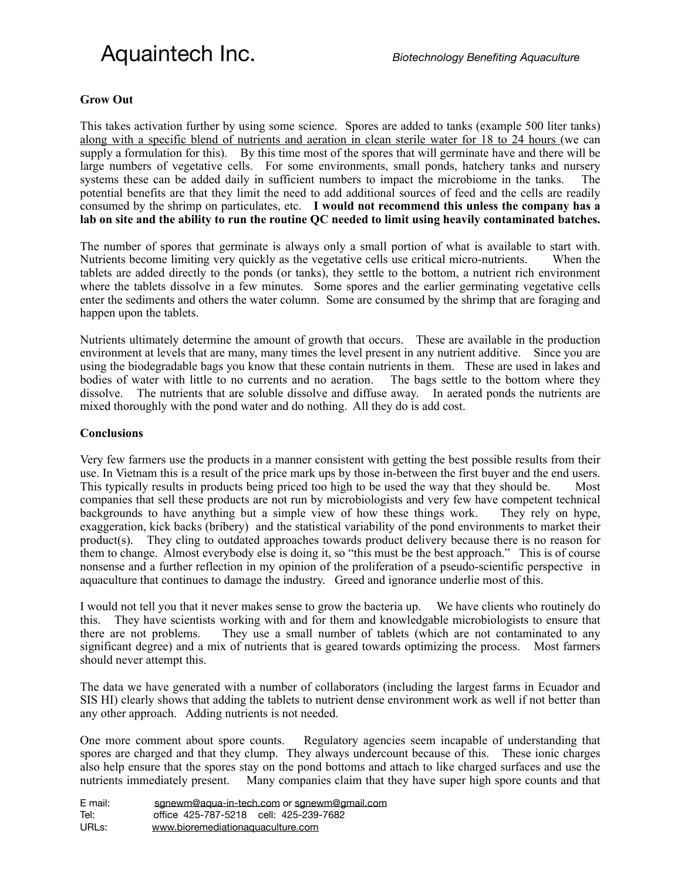### Grow Out

This takes activation further by using some science. Spores are added to tanks (example 500 liter tanks) <u>along with a specific blend of nutrients and aeration in clean sterile water for 18 to 24 hours</u> (we can supply a formulation for this). By this time most of the spores that will germinate have and there will be large numbers of vegetative cells. For some environments, small ponds, hatchery tanks and nursery systems these can be added daily in sufficient numbers to impact the microbiome in the tanks. The potential benefits are that they limit the need to add additional sources of feed and the cells are readily consumed by the shrimp on particulates, etc. **I would not recommend this unless the company has a lab on site and the ability to run the routine QC needed to limit using heavily contaminated batches.**

The number of spores that germinate is always only a small portion of what is available to start with. Nutrients become limiting very quickly as the vegetative cells use critical micro-nutrients. When the tablets are added directly to the ponds (or tanks), they settle to the bottom, a nutrient rich environment where the tablets dissolve in a few minutes. Some spores and the earlier germinating vegetative cells enter the sediments and others the water column. Some are consumed by the shrimp that are foraging and happen upon the tablets.

Nutrients ultimately determine the amount of growth that occurs. These are available in the production environment at levels that are many, many times the level present in any nutrient additive. Since you are using the biodegradable bags you know that these contain nutrients in them. These are used in lakes and bodies of water with little to no currents and no aeration. The bags settle to the bottom where they dissolve. The nutrients that are soluble dissolve and diffuse away. In aerated ponds the nutrients are mixed thoroughly with the pond water and do nothing. All they do is add cost.

### Conclusions

Very few farmers use the products in a manner consistent with getting the best possible results from their use. In Vietnam this is a result of the price mark ups by those in-between the first buyer and the end users. This typically results in products being priced too high to be used the way that they should be. Most companies that sell these products are not run by microbiologists and very few have competent technical backgrounds to have anything but a simple view of how these things work. They rely on hype, exaggeration, kick backs (bribery) and the statistical variability of the pond environments to market their product(s). They cling to outdated approaches towards product delivery because there is no reason for them to change. Almost everybody else is doing it, so "this must be the best approach." This is of course nonsense and a further reflection in my opinion of the proliferation of a pseudo-scientific perspective in aquaculture that continues to damage the industry. Greed and ignorance underlie most of this.

I would not tell you that it never makes sense to grow the bacteria up. We have clients who routinely do this. They have scientists working with and for them and knowledgable microbiologists to ensure that there are not problems. They use a small number of tablets (which are not contaminated to any significant degree) and a mix of nutrients that is geared towards optimizing the process. Most farmers should never attempt this.

The data we have generated with a number of collaborators (including the largest farms in Ecuador and SIS HI) clearly shows that adding the tablets to nutrient dense environment work as well if not better than any other approach. Adding nutrients is not needed.

One more comment about spore counts. Regulatory agencies seem incapable of understanding that spores are charged and that they clump. They always undercount because of this. These ionic charges also help ensure that the spores stay on the pond bottoms and attach to like charged surfaces and use the nutrients immediately present. Many companies claim that they have super high spore counts and that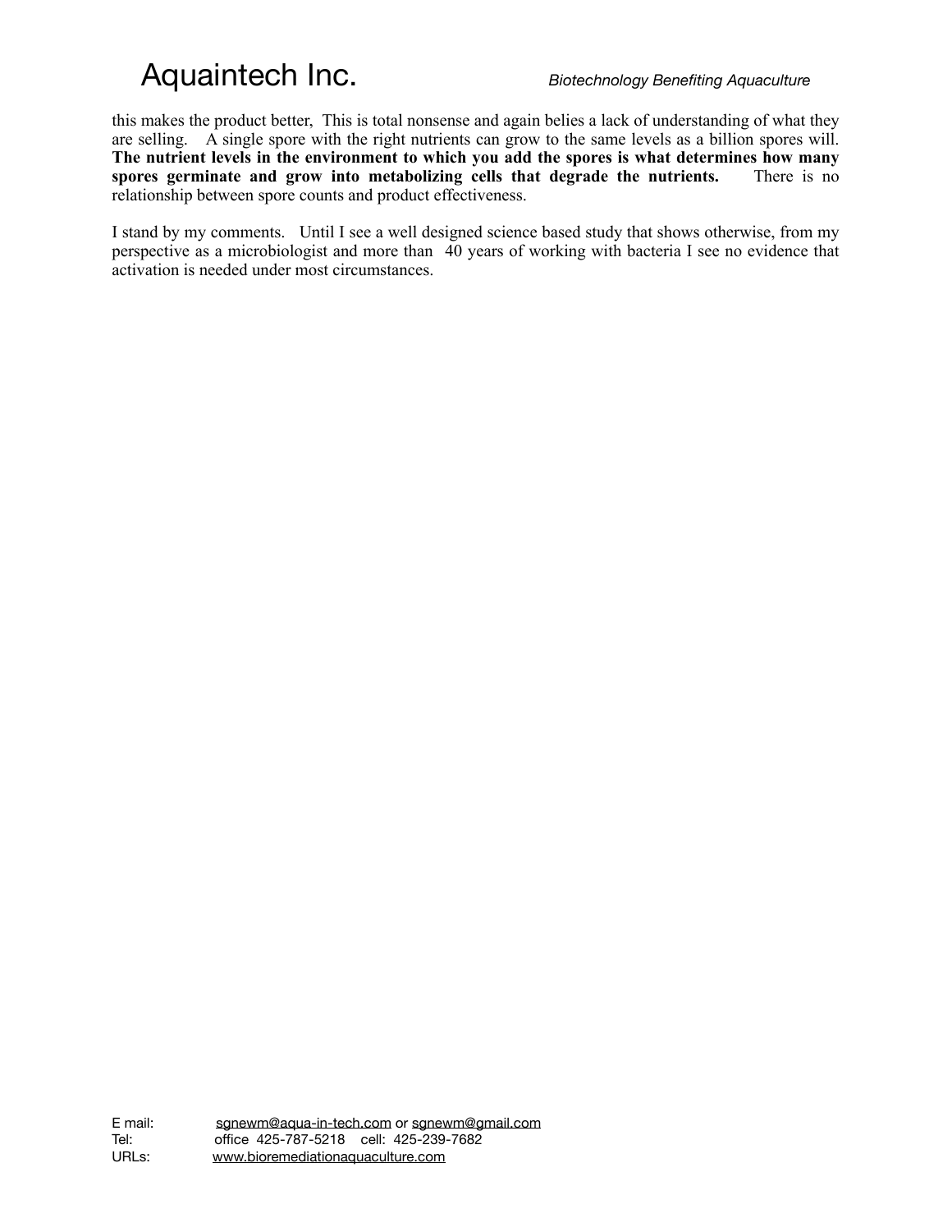this makes the product better, This is total nonsense and again belies a lack of understanding of what they are selling. A single spore with the right nutrients can grow to the same levels as a billion spores will. **The nutrient levels in the environment to which you add the spores is what determines how many spores germinate and grow into metabolizing cells that degrade the nutrients.** There is no relationship between spore counts and product effectiveness.

I stand by my comments. Until I see a well designed science based study that shows otherwise, from my perspective as a microbiologist and more than 40 years of working with bacteria I see no evidence that activation is needed under most circumstances.